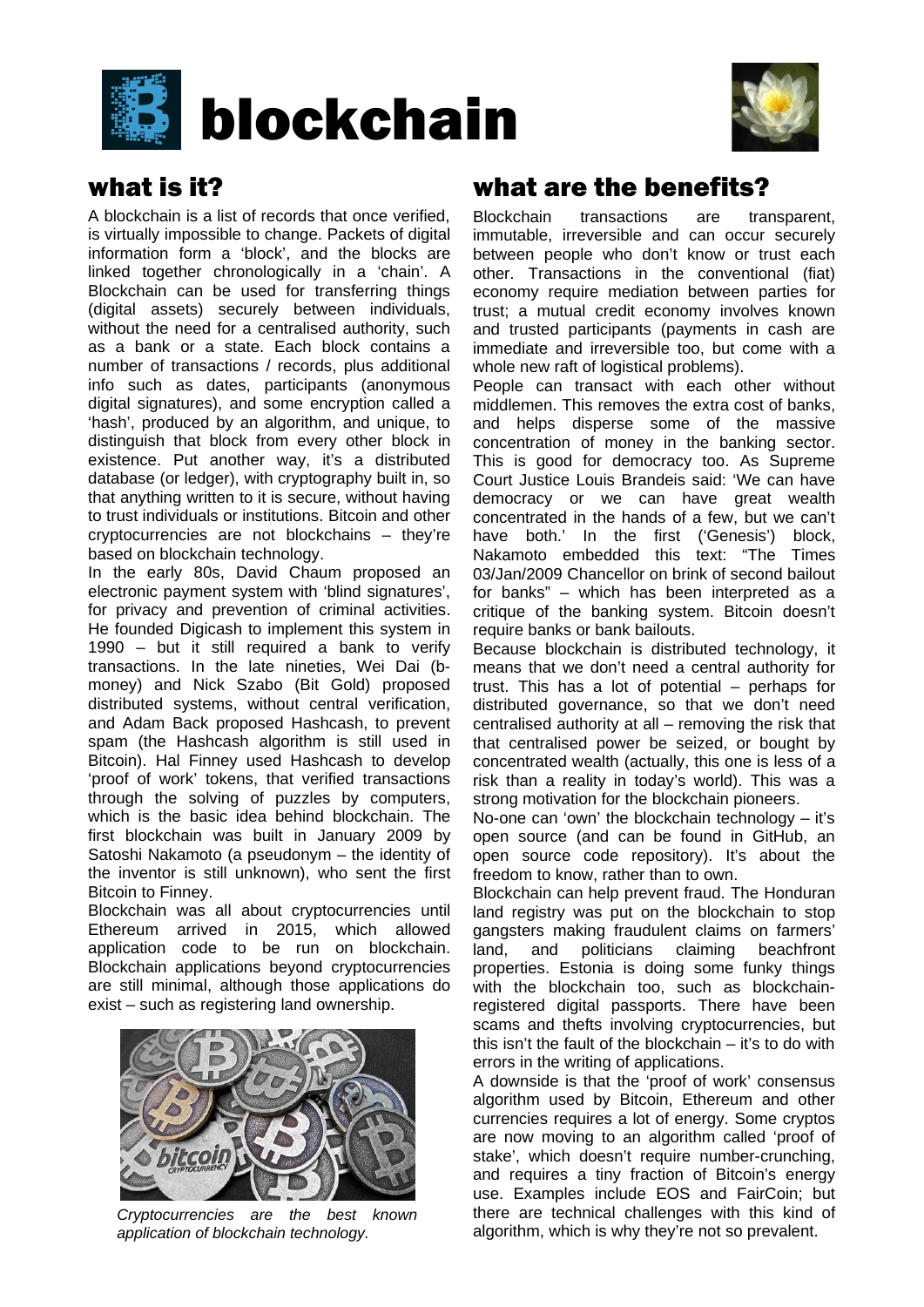# blockchain

## what is it?

A blockchain is a list of records that once verified, is virtually impossible to change. Packets of digital information form a 'block', and the blocks are linked together chronologically in a 'chain'. A Blockchain can be used for transferring things (digital assets) securely between individuals, without the need for a centralised authority, such as a bank or a state. Each block contains a number of transactions / records, plus additional info such as dates, participants (anonymous digital signatures), and some encryption called a 'hash', produced by an algorithm, and unique, to distinguish that block from every other block in existence. Put another way, it's a distributed database (or ledger), with cryptography built in, so that anything written to it is secure, without having to trust individuals or institutions. Bitcoin and other cryptocurrencies are not blockchains – they're based on blockchain technology.

In the early 80s, David Chaum proposed an electronic payment system with 'blind signatures', for privacy and prevention of criminal activities. He founded Digicash to implement this system in 1990 – but it still required a bank to verify transactions. In the late nineties, Wei Dai (b-money) and Nick Szabo (Bit Gold) proposed distributed systems, without central verification, and Adam Back proposed Hashcash, to prevent spam (the Hashcash algorithm is still used in Bitcoin). Hal Finney used Hashcash to develop 'proof of work' tokens, that verified transactions through the solving of puzzles by computers, which is the basic idea behind blockchain. The first blockchain was built in January 2009 by Satoshi Nakamoto (a pseudonym – the identity of the inventor is still unknown), who sent the first Bitcoin to Finney.

Blockchain was all about cryptocurrencies until Ethereum arrived in 2015, which allowed application code to be run on blockchain. Blockchain applications beyond cryptocurrencies are still minimal, although those applications do exist – such as registering land ownership.

*Cryptocurrencies are the best known application of blockchain technology.*

## what are the benefits?

Blockchain transactions are transparent, immutable, irreversible and can occur securely between people who don't know or trust each other. Transactions in the conventional (fiat) economy require mediation between parties for trust; a mutual credit economy involves known and trusted participants (payments in cash are immediate and irreversible too, but come with a whole new raft of logistical problems).

People can transact with each other without middlemen. This removes the extra cost of banks, and helps disperse some of the massive concentration of money in the banking sector. This is good for democracy too. As Supreme Court Justice Louis Brandeis said: 'We can have democracy or we can have great wealth concentrated in the hands of a few, but we can't have both.' In the first ('Genesis') block, Nakamoto embedded this text: "The Times 03/Jan/2009 Chancellor on brink of second bailout for banks" – which has been interpreted as a critique of the banking system. Bitcoin doesn't require banks or bank bailouts.

Because blockchain is distributed technology, it means that we don't need a central authority for trust. This has a lot of potential – perhaps for distributed governance, so that we don't need centralised authority at all – removing the risk that that centralised power be seized, or bought by concentrated wealth (actually, this one is less of a risk than a reality in today's world). This was a strong motivation for the blockchain pioneers.

No-one can 'own' the blockchain technology – it's open source (and can be found in GitHub, an open source code repository). It's about the freedom to know, rather than to own.

Blockchain can help prevent fraud. The Honduran land registry was put on the blockchain to stop gangsters making fraudulent claims on farmers' land, and politicians claiming beachfront properties. Estonia is doing some funky things with the blockchain too, such as blockchain-registered digital passports. There have been scams and thefts involving cryptocurrencies, but this isn't the fault of the blockchain – it's to do with errors in the writing of applications.

A downside is that the 'proof of work' consensus algorithm used by Bitcoin, Ethereum and other currencies requires a lot of energy. Some cryptos are now moving to an algorithm called 'proof of stake', which doesn't require number-crunching, and requires a tiny fraction of Bitcoin's energy use. Examples include EOS and FairCoin; but there are technical challenges with this kind of algorithm, which is why they're not so prevalent.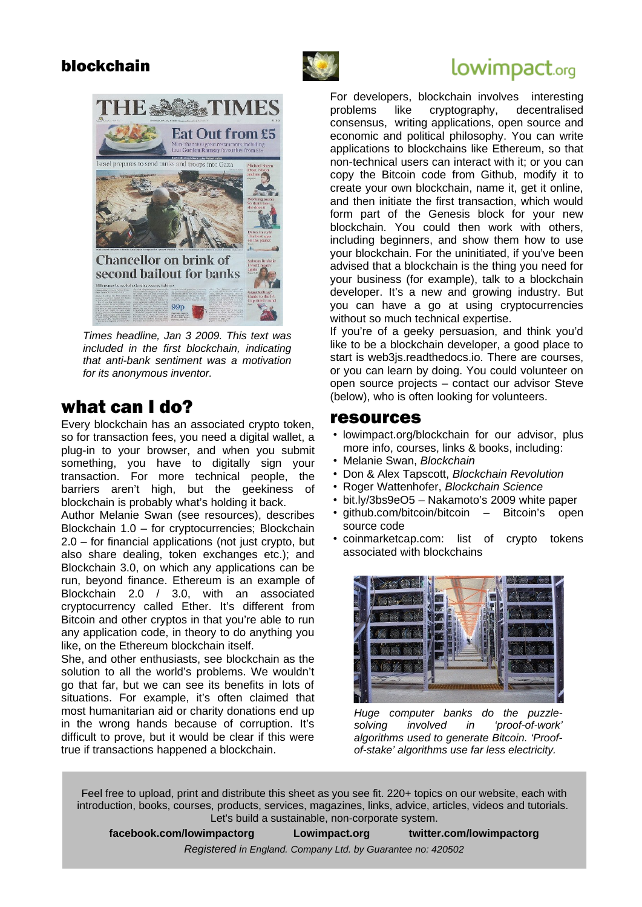## blockchain

lowimpact.org

*Times headline, Jan 3 2009. This text was included in the first blockchain, indicating that anti-bank sentiment was a motivation for its anonymous inventor.*

## what can I do?

Every blockchain has an associated crypto token, so for transaction fees, you need a digital wallet, a plug-in to your browser, and when you submit something, you have to digitally sign your transaction. For more technical people, the barriers aren't high, but the geekiness of blockchain is probably what's holding it back.

Author Melanie Swan (see resources), describes Blockchain 1.0 – for cryptocurrencies; Blockchain 2.0 – for financial applications (not just crypto, but also share dealing, token exchanges etc.); and Blockchain 3.0, on which any applications can be run, beyond finance. Ethereum is an example of Blockchain 2.0 / 3.0, with an associated cryptocurrency called Ether. It's different from Bitcoin and other cryptos in that you're able to run any application code, in theory to do anything you like, on the Ethereum blockchain itself.

She, and other enthusiasts, see blockchain as the solution to all the world's problems. We wouldn't go that far, but we can see its benefits in lots of situations. For example, it's often claimed that most humanitarian aid or charity donations end up in the wrong hands because of corruption. It's difficult to prove, but it would be clear if this were true if transactions happened a blockchain.

For developers, blockchain involves interesting problems like cryptography, decentralised consensus, writing applications, open source and economic and political philosophy. You can write applications to blockchains like Ethereum, so that non-technical users can interact with it; or you can copy the Bitcoin code from Github, modify it to create your own blockchain, name it, get it online, and then initiate the first transaction, which would form part of the Genesis block for your new blockchain. You could then work with others, including beginners, and show them how to use your blockchain. For the uninitiated, if you've been advised that a blockchain is the thing you need for your business (for example), talk to a blockchain developer. It's a new and growing industry. But you can have a go at using cryptocurrencies without so much technical expertise.

If you're of a geeky persuasion, and think you'd like to be a blockchain developer, a good place to start is web3js.readthedocs.io. There are courses, or you can learn by doing. You could volunteer on open source projects – contact our advisor Steve (below), who is often looking for volunteers.

## resources

- lowimpact.org/blockchain for our advisor, plus more info, courses, links & books, including:
- Melanie Swan, *Blockchain*
- Don & Alex Tapscott, *Blockchain Revolution*
- Roger Wattenhofer, *Blockchain Science*
- bit.ly/3bs9eO5 – Nakamoto's 2009 white paper
- github.com/bitcoin/bitcoin – Bitcoin's open source code
- coinmarketcap.com: list of crypto tokens associated with blockchains

*Huge computer banks do the puzzle-solving involved in 'proof-of-work' algorithms used to generate Bitcoin. 'Proof-of-stake' algorithms use far less electricity.*

Feel free to upload, print and distribute this sheet as you see fit. 220+ topics on our website, each with introduction, books, courses, products, services, magazines, links, advice, articles, videos and tutorials. Let's build a sustainable, non-corporate system.

**facebook.com/lowimpactorg** **Lowimpact.org** **twitter.com/lowimpactorg**

*Registered in England. Company Ltd. by Guarantee no: 420502*